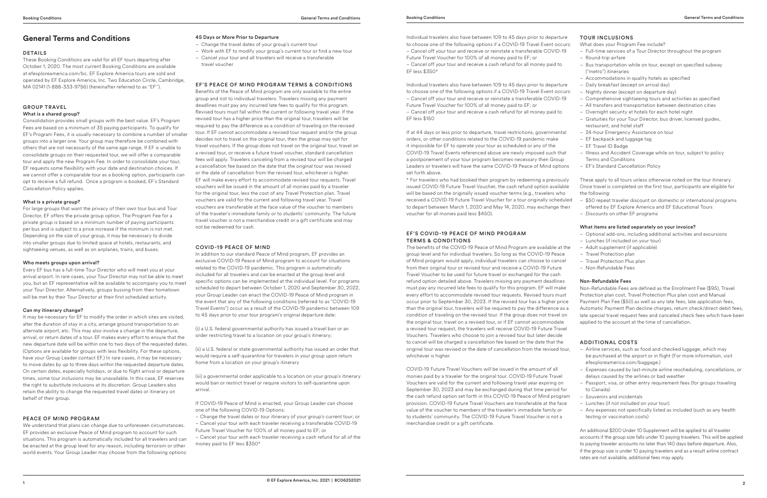# General Terms and Conditions

## DETAILS

These Booking Conditions are valid for all EF tours departing after October 1, 2020. The most current Booking Conditions are available at efexploreamerica.com/bc. EF Explore America tours are sold and operated by EF Explore America, Inc. Two Education Circle, Cambridge, MA 02141 (1-888-333-9756) (hereinafter referred to as "EF").

## GROUP TRAVEL

### What is a shared group?

Consolidation provides small groups with the best value. EF's Program Fees are based on a minimum of 35 paying participants. To qualify for EF's Program Fees, it is usually necessary to combine a number of smaller groups into a larger one. Your group may therefore be combined with others that are not necessarily of the same age range. If EF is unable to consolidate groups on their requested tour, we will offer a comparable tour and apply the new Program Fee. In order to consolidate your tour, EF requests some flexibility with your date and destination choices. If we cannot offer a comparable tour as a booking option, participants can opt to receive a full refund. Once a program is booked, EF's Standard Cancellation Policy applies.

### What is a private group?

For large groups that want the privacy of their own tour bus and Tour Director, EF offers the private group option. The Program Fee for a private group is based on a minimum number of paying participants per bus and is subject to a price increase if the minimum is not met. Depending on the size of your group, it may be necessary to divide into smaller groups due to limited space at hotels, restaurants, and sightseeing venues, as well as on airplanes, trains, and buses.

### Who meets groups upon arrival?

Every EF bus has a full-time Tour Director who will meet you at your arrival airport. In rare cases, your Tour Director may not be able to meet you, but an EF representative will be available to accompany you to meet your Tour Director. Alternatively, groups bussing from their hometown will be met by their Tour Director at their first scheduled activity.

### Can my itinerary change?

It may be necessary for EF to modify the order in which sites are visited, alter the duration of stay in a city, arrange ground transportation to an alternate airport, etc. This may also involve a change in the departure, arrival, or return dates of a tour. EF makes every effort to ensure that the new departure date will be within one to two days of the requested dates. (Options are available for groups with less flexibility. For these options, have your Group Leader contact EF.) In rare cases, it may be necessary to move dates by up to three days within the requested departure dates. On certain dates, especially holidays, or due to flight arrival or departure times, some tour inclusions may be unavailable. In this case, EF reserves the right to substitute inclusions at its discretion. Group Leaders also retain the ability to change the requested travel dates or itinerary on behalf of their group.

## PEACE OF MIND PROGRAM

We understand that plans can change due to unforeseen circumstances. EF provides an exclusive Peace of Mind program to account for such situations. This program is automatically included for all travelers and can be enacted at the group level for any reason, including terrorism or other world events. Your Group Leader may choose from the following options:

### 45 Days or More Prior to Departure

- Change the travel dates of your group's current tour
- Work with EF to modify your group's current tour or find a new tour
- Cancel your tour and all travelers will receive a transferable travel voucher

## EF'S PEACE OF MIND PROGRAM TERMS & CONDITIONS

Benefits of the Peace of Mind program are only available to the entire group and not to individual travelers. Travelers missing any payment deadlines must pay any incurred late fees to qualify for this program. Revised tours must fall within the current or following travel year. If the revised tour has a higher price than the original tour, travelers will be required to pay the difference as a condition of traveling on the revised tour. If EF cannot accommodate a revised tour request and/or the group decides not to travel on the original tour, then the group may opt for travel vouchers. If the group does not travel on the original tour, travel on a revised tour, or receive a future travel voucher, standard cancellation fees will apply. Travelers canceling from a revised tour will be charged a cancellation fee based on the date that the original tour was revised or the date of cancellation from the revised tour, whichever is higher. EF will make every effort to accommodate revised tour requests. Travel vouchers will be issued in the amount of all monies paid by a traveler for the original tour, less the cost of any Travel Protection plan. Travel vouchers are valid for the current and following travel year. Travel vouchers are transferable at the face value of the voucher to members of the traveler's immediate family or to students' community. The future travel voucher is not a merchandise credit or a gift certificate and may not be redeemed for cash.

## COVID-19 PEACE OF MIND

In addition to our standard Peace of Mind program, EF provides an exclusive COVID-19 Peace of Mind program to account for situations related to the COVID-19 pandemic. This program is automatically included for all travelers and can be enacted at the group level and specific options can be implemented at the individual level. For programs scheduled to depart between October 1, 2020 and September 30, 2022, your Group Leader can enact the COVID-19 Peace of Mind program in the event that any of the following conditions (referred to as "COVID-19 Travel Events") occur as a result of the COVID-19 pandemic between 109 to 45 days prior to your tour program's original departure date:

(i) a U.S. federal governmental authority has issued a travel ban or an order restricting travel to a location on your group's itinerary;

(ii) a U.S. federal or state governmental authority has issued an order that would require a self-quarantine for travelers in your group upon return home from a location on your group's itinerary

(iii) a governmental order applicable to a location on your group's itinerary would ban or restrict travel or require visitors to self-quarantine upon arrival.

If COVID-19 Peace of Mind is enacted, your Group Leader can choose one of the following COVID-19 Options:

– Change the travel dates or tour itinerary of your group's current tour; or
– Cancel your tour with each traveler receiving a transferable COVID-19 Future Travel Voucher for 100% of all money paid to EF; or
– Cancel your tour with each traveler receiving a cash refund for all of the money paid to EF less $350*

Individual travelers also have between 109 to 45 days prior to departure to choose one of the following options if a COVID-19 Travel Event occurs:
– Cancel off your tour and receive or reinstate a transferable COVID-19 Future Travel Voucher for 100% of all money paid to EF; or
– Cancel off your tour and receive a cash refund for all money paid to EF less $350*

Individual travelers also have between 109 to 45 days prior to departure to choose one of the following options if a COVID-19 Travel Event occurs:
– Cancel off your tour and receive or reinstate a transferable COVID-19 Future Travel Voucher for 100% of all money paid to EF; or
– Cancel off your tour and receive a cash refund for all money paid to EF less $150

If at 44 days or less prior to departure, travel restrictions, governmental orders, or other conditions related to the COVID-19 pandemic make it impossible for EF to operate your tour as scheduled or any of the COVID-19 Travel Events referenced above are newly imposed such that a postponement of your tour program becomes necessary then Group Leaders or travelers will have the same COVID-19 Peace of Mind options set forth above.

\* For travelers who had booked their program by redeeming a previously issued COVID-19 Future Travel Voucher, the cash refund option available will be based on the originally issued voucher terms (e.g., travelers who received a COVID-19 Future Travel Voucher for a tour originally scheduled to depart between March 1, 2020 and May 14, 2020, may exchange their voucher for all monies paid less $450).

## EF'S COVID-19 PEACE OF MIND PROGRAM TERMS & CONDITIONS

The benefits of the COVID-19 Peace of Mind Program are available at the group level and for individual travelers. So long as the COVID-19 Peace of Mind program would apply, individual travelers can choose to cancel from their original tour or revised tour and receive a COVID-19 Future Travel Voucher to be used for future travel or exchanged for the cash refund option detailed above. Travelers missing any payment deadlines must pay any incurred late fees to qualify for this program. EF will make every effort to accommodate revised tour requests. Revised tours must occur prior to September 30, 2023. If the revised tour has a higher price than the original tour, travelers will be required to pay the difference as a condition of traveling on the revised tour. If the group does not travel on the original tour, travel on a revised tour, or if EF cannot accommodate a revised tour request, the travelers will receive COVID-19 Future Travel Vouchers. Travelers who choose to join a revised tour but later decide to cancel will be charged a cancellation fee based on the date that the original tour was revised or the date of cancellation from the revised tour, whichever is higher.

COVID-19 Future Travel Vouchers will be issued in the amount of all monies paid by a traveler for the original tour. COVID-19 Future Travel Vouchers are valid for the current and following travel year expiring on September 30, 2023 and may be exchanged during that time period for the cash refund option set forth in this COVID-19 Peace of Mind program provision. COVID-19 Future Travel Vouchers are transferable at the face value of the voucher to members of the traveler's immediate family or to students' community. The COVID-19 Future Travel Voucher is not a merchandise credit or a gift certificate.

## TOUR INCLUSIONS

What does your Program Fee include?

- Full-time services of a Tour Director throughout the program
- Round-trip airfare
- Bus transportation while on tour, except on specified subway ("metro") itineraries
- Accommodations in quality hotels as specified
- Daily breakfast (except on arrival day)
- Nightly dinner (except on departure day)
- Comprehensive sightseeing tours and activities as specified
- All transfers and transportation between destination cities
- Overnight security at hotels for each hotel night
- Gratuities for your Tour Director, bus driver, licensed guides, restaurant, and hotel staff
- 24-hour Emergency Assistance on tour
- EF backpack and luggage tag
- EF Travel ID Badge
- Illness and Accident Coverage while on tour, subject to policy Terms and Conditions
- EF's Standard Cancellation Policy

These apply to all tours unless otherwise noted on the tour itinerary. Once travel is completed on the first tour, participants are eligible for the following:

- $50 repeat traveler discount on domestic or international programs offered by EF Explore America and EF Educational Tours
- Discounts on other EF programs

### What items are listed separately on your invoice?

- Optional add-ons, including additional activities and excursions
- Lunches (if included on your tour)
- Adult supplement (if applicable)
- Travel Protection plan
- Travel Protection Plus plan
- Non-Refundable Fees

### Non-Refundable Fees

Non-Refundable Fees are defined as the Enrollment Fee ($95), Travel Protection plan cost, Travel Protection Plus plan cost and Manual Payment Plan Fee ($50) as well as any late fees, late application fees, Automatic Payment Plan decline charges, return check/direct debit fees, late special travel request fees and canceled check fees which have been applied to the account at the time of cancellation.

## ADDITIONAL COSTS

- Airline services, such as food and checked luggage, which may be purchased at the airport or in flight (For more information, visit efexploreamerica.com/baggage.)
- Expenses caused by last-minute airline rescheduling, cancellations, or delays caused by the airlines or bad weather
- Passport, visa, or other entry requirement fees (for groups traveling to Canada)
- Souvenirs and incidentals
- Lunches (if not included on your tour)
- Any expenses not specifically listed as included (such as any health testing or vaccination costs)

An additional $200 Under 10 Supplement will be applied to all traveler accounts if the group size falls under 10 paying travelers. This will be applied to paying traveler accounts no later than 140 days before departure. Also, if the group size is under 10 paying travelers and as a result airline contract rates are not available, additional fees may apply.

© EF Explore America, Inc. 2021 | BC06252021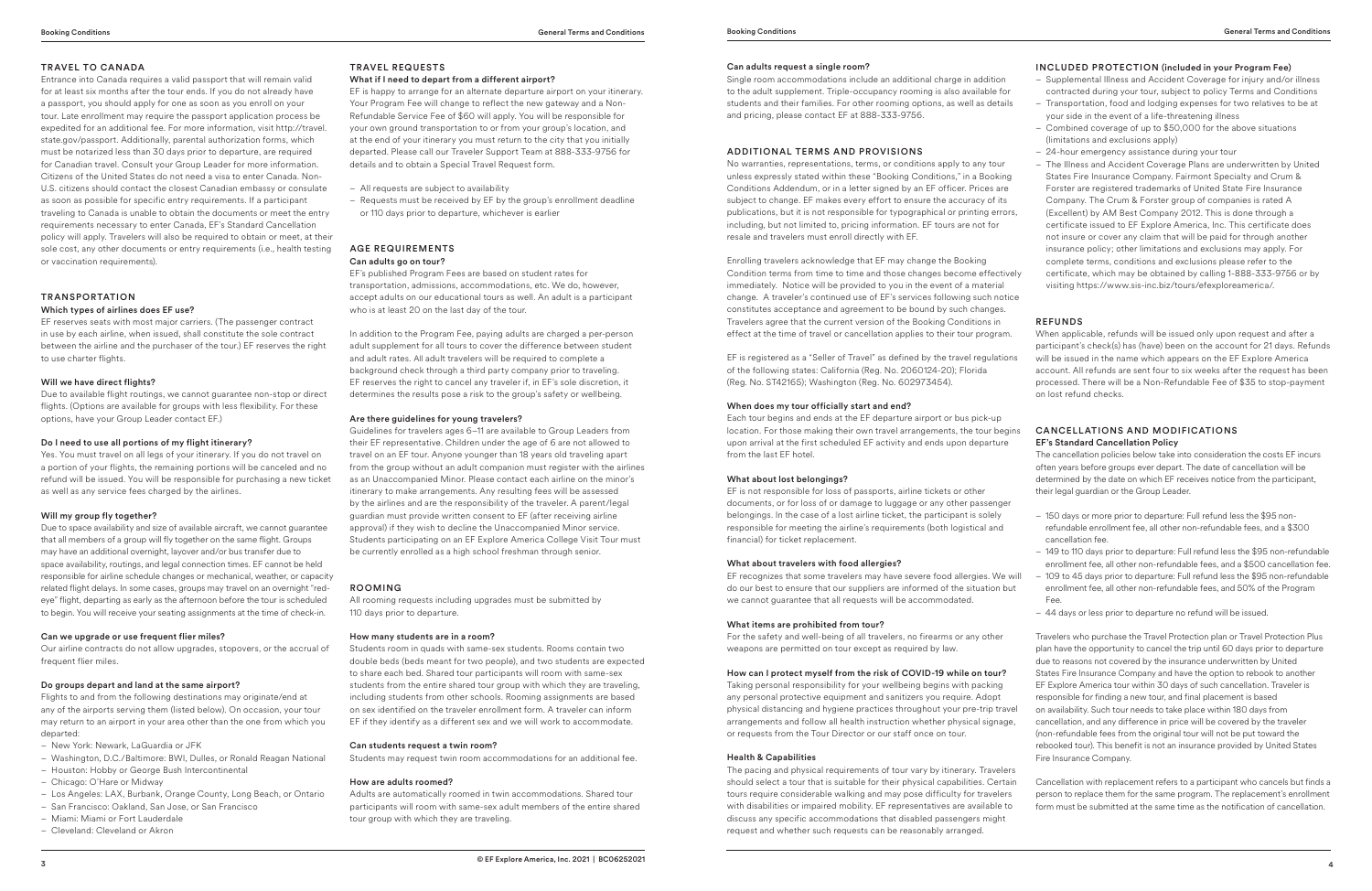## TRAVEL TO CANADA

Entrance into Canada requires a valid passport that will remain valid for at least six months after the tour ends. If you do not already have a passport, you should apply for one as soon as you enroll on your tour. Late enrollment may require the passport application process be expedited for an additional fee. For more information, visit http://travel.state.gov/passport. Additionally, parental authorization forms, which must be notarized less than 30 days prior to departure, are required for Canadian travel. Consult your Group Leader for more information. Citizens of the United States do not need a visa to enter Canada. Non-U.S. citizens should contact the closest Canadian embassy or consulate as soon as possible for specific entry requirements. If a participant traveling to Canada is unable to obtain the documents or meet the entry requirements necessary to enter Canada, EF's Standard Cancellation policy will apply. Travelers will also be required to obtain or meet, at their sole cost, any other documents or entry requirements (i.e., health testing or vaccination requirements).

## TRANSPORTATION

### Which types of airlines does EF use?

EF reserves seats with most major carriers. (The passenger contract in use by each airline, when issued, shall constitute the sole contract between the airline and the purchaser of the tour.) EF reserves the right to use charter flights.

### Will we have direct flights?

Due to available flight routings, we cannot guarantee non-stop or direct flights. (Options are available for groups with less flexibility. For these options, have your Group Leader contact EF.)

### Do I need to use all portions of my flight itinerary?

Yes. You must travel on all legs of your itinerary. If you do not travel on a portion of your flights, the remaining portions will be canceled and no refund will be issued. You will be responsible for purchasing a new ticket as well as any service fees charged by the airlines.

### Will my group fly together?

Due to space availability and size of available aircraft, we cannot guarantee that all members of a group will fly together on the same flight. Groups may have an additional overnight, layover and/or bus transfer due to space availability, routings, and legal connection times. EF cannot be held responsible for airline schedule changes or mechanical, weather, or capacity related flight delays. In some cases, groups may travel on an overnight "red-eye" flight, departing as early as the afternoon before the tour is scheduled to begin. You will receive your seating assignments at the time of check-in.

### Can we upgrade or use frequent flier miles?

Our airline contracts do not allow upgrades, stopovers, or the accrual of frequent flier miles.

### Do groups depart and land at the same airport?

Flights to and from the following destinations may originate/end at any of the airports serving them (listed below). On occasion, your tour may return to an airport in your area other than the one from which you departed:

- New York: Newark, LaGuardia or JFK
- Washington, D.C./Baltimore: BWI, Dulles, or Ronald Reagan National
- Houston: Hobby or George Bush Intercontinental
- Chicago: O'Hare or Midway
- Los Angeles: LAX, Burbank, Orange County, Long Beach, or Ontario
- San Francisco: Oakland, San Jose, or San Francisco
- Miami: Miami or Fort Lauderdale
- Cleveland: Cleveland or Akron

## TRAVEL REQUESTS

### What if I need to depart from a different airport?

EF is happy to arrange for an alternate departure airport on your itinerary. Your Program Fee will change to reflect the new gateway and a Non-Refundable Service Fee of $60 will apply. You will be responsible for your own ground transportation to or from your group's location, and at the end of your itinerary you must return to the city that you initially departed. Please call our Traveler Support Team at 888-333-9756 for details and to obtain a Special Travel Request form.

- All requests are subject to availability
- Requests must be received by EF by the group's enrollment deadline or 110 days prior to departure, whichever is earlier

## AGE REQUIREMENTS

### Can adults go on tour?

EF's published Program Fees are based on student rates for transportation, admissions, accommodations, etc. We do, however, accept adults on our educational tours as well. An adult is a participant who is at least 20 on the last day of the tour.

In addition to the Program Fee, paying adults are charged a per-person adult supplement for all tours to cover the difference between student and adult rates. All adult travelers will be required to complete a background check through a third party company prior to traveling. EF reserves the right to cancel any traveler if, in EF's sole discretion, it determines the results pose a risk to the group's safety or wellbeing.

### Are there guidelines for young travelers?

Guidelines for travelers ages 6–11 are available to Group Leaders from their EF representative. Children under the age of 6 are not allowed to travel on an EF tour. Anyone younger than 18 years old traveling apart from the group without an adult companion must register with the airlines as an Unaccompanied Minor. Please contact each airline on the minor's itinerary to make arrangements. Any resulting fees will be assessed by the airlines and are the responsibility of the traveler. A parent/legal guardian must provide written consent to EF (after receiving airline approval) if they wish to decline the Unaccompanied Minor service. Students participating on an EF Explore America College Visit Tour must be currently enrolled as a high school freshman through senior.

## ROOMING

All rooming requests including upgrades must be submitted by 110 days prior to departure.

### How many students are in a room?

Students room in quads with same-sex students. Rooms contain two double beds (beds meant for two people), and two students are expected to share each bed. Shared tour participants will room with same-sex students from the entire shared tour group with which they are traveling, including students from other schools. Rooming assignments are based on sex identified on the traveler enrollment form. A traveler can inform EF if they identify as a different sex and we will work to accommodate.

### Can students request a twin room?

Students may request twin room accommodations for an additional fee.

### How are adults roomed?

Adults are automatically roomed in twin accommodations. Shared tour participants will room with same-sex adult members of the entire shared tour group with which they are traveling.

### Can adults request a single room?

Single room accommodations include an additional charge in addition to the adult supplement. Triple-occupancy rooming is also available for students and their families. For other rooming options, as well as details and pricing, please contact EF at 888-333-9756.

## ADDITIONAL TERMS AND PROVISIONS

No warranties, representations, terms, or conditions apply to any tour unless expressly stated within these "Booking Conditions," in a Booking Conditions Addendum, or in a letter signed by an EF officer. Prices are subject to change. EF makes every effort to ensure the accuracy of its publications, but it is not responsible for typographical or printing errors, including, but not limited to, pricing information. EF tours are not for resale and travelers must enroll directly with EF.

Enrolling travelers acknowledge that EF may change the Booking Condition terms from time to time and those changes become effectively immediately. Notice will be provided to you in the event of a material change. A traveler's continued use of EF's services following such notice constitutes acceptance and agreement to be bound by such changes. Travelers agree that the current version of the Booking Conditions in effect at the time of travel or cancellation applies to their tour program.

EF is registered as a "Seller of Travel" as defined by the travel regulations of the following states: California (Reg. No. 2060124-20); Florida (Reg. No. ST42165); Washington (Reg. No. 602973454).

### When does my tour officially start and end?

Each tour begins and ends at the EF departure airport or bus pick-up location. For those making their own travel arrangements, the tour begins upon arrival at the first scheduled EF activity and ends upon departure from the last EF hotel.

### What about lost belongings?

EF is not responsible for loss of passports, airline tickets or other documents, or for loss of or damage to luggage or any other passenger belongings. In the case of a lost airline ticket, the participant is solely responsible for meeting the airline's requirements (both logistical and financial) for ticket replacement.

### What about travelers with food allergies?

EF recognizes that some travelers may have severe food allergies. We will do our best to ensure that our suppliers are informed of the situation but we cannot guarantee that all requests will be accommodated.

### What items are prohibited from tour?

For the safety and well-being of all travelers, no firearms or any other weapons are permitted on tour except as required by law.

### How can I protect myself from the risk of COVID-19 while on tour?

Taking personal responsibility for your wellbeing begins with packing any personal protective equipment and sanitizers you require. Adopt physical distancing and hygiene practices throughout your pre-trip travel arrangements and follow all health instruction whether physical signage, or requests from the Tour Director or our staff once on tour.

### Health & Capabilities

The pacing and physical requirements of tour vary by itinerary. Travelers should select a tour that is suitable for their physical capabilities. Certain tours require considerable walking and may pose difficulty for travelers with disabilities or impaired mobility. EF representatives are available to discuss any specific accommodations that disabled passengers might request and whether such requests can be reasonably arranged.

## INCLUDED PROTECTION (included in your Program Fee)

- Supplemental Illness and Accident Coverage for injury and/or illness contracted during your tour, subject to policy Terms and Conditions
- Transportation, food and lodging expenses for two relatives to be at your side in the event of a life-threatening illness
- Combined coverage of up to $50,000 for the above situations (limitations and exclusions apply)
- 24-hour emergency assistance during your tour
- The Illness and Accident Coverage Plans are underwritten by United States Fire Insurance Company. Fairmont Specialty and Crum & Forster are registered trademarks of United State Fire Insurance Company. The Crum & Forster group of companies is rated A (Excellent) by AM Best Company 2012. This is done through a certificate issued to EF Explore America, Inc. This certificate does not insure or cover any claim that will be paid for through another insurance policy; other limitations and exclusions may apply. For complete terms, conditions and exclusions please refer to the certificate, which may be obtained by calling 1-888-333-9756 or by visiting https://www.sis-inc.biz/tours/efexploreamerica/.

## REFUNDS

When applicable, refunds will be issued only upon request and after a participant's check(s) has (have) been on the account for 21 days. Refunds will be issued in the name which appears on the EF Explore America account. All refunds are sent four to six weeks after the request has been processed. There will be a Non-Refundable Fee of $35 to stop-payment on lost refund checks.

## CANCELLATIONS AND MODIFICATIONS

### EF's Standard Cancellation Policy

The cancellation policies below take into consideration the costs EF incurs often years before groups ever depart. The date of cancellation will be determined by the date on which EF receives notice from the participant, their legal guardian or the Group Leader.

- 150 days or more prior to departure: Full refund less the $95 non-refundable enrollment fee, all other non-refundable fees, and a $300 cancellation fee.
- 149 to 110 days prior to departure: Full refund less the $95 non-refundable enrollment fee, all other non-refundable fees, and a $500 cancellation fee.
- 109 to 45 days prior to departure: Full refund less the $95 non-refundable enrollment fee, all other non-refundable fees, and 50% of the Program Fee.
- 44 days or less prior to departure no refund will be issued.

Travelers who purchase the Travel Protection plan or Travel Protection Plus plan have the opportunity to cancel the trip until 60 days prior to departure due to reasons not covered by the insurance underwritten by United States Fire Insurance Company and have the option to rebook to another EF Explore America tour within 30 days of such cancellation. Traveler is responsible for finding a new tour, and final placement is based on availability. Such tour needs to take place within 180 days from cancellation, and any difference in price will be covered by the traveler (non-refundable fees from the original tour will not be put toward the rebooked tour). This benefit is not an insurance provided by United States Fire Insurance Company.

Cancellation with replacement refers to a participant who cancels but finds a person to replace them for the same program. The replacement's enrollment form must be submitted at the same time as the notification of cancellation.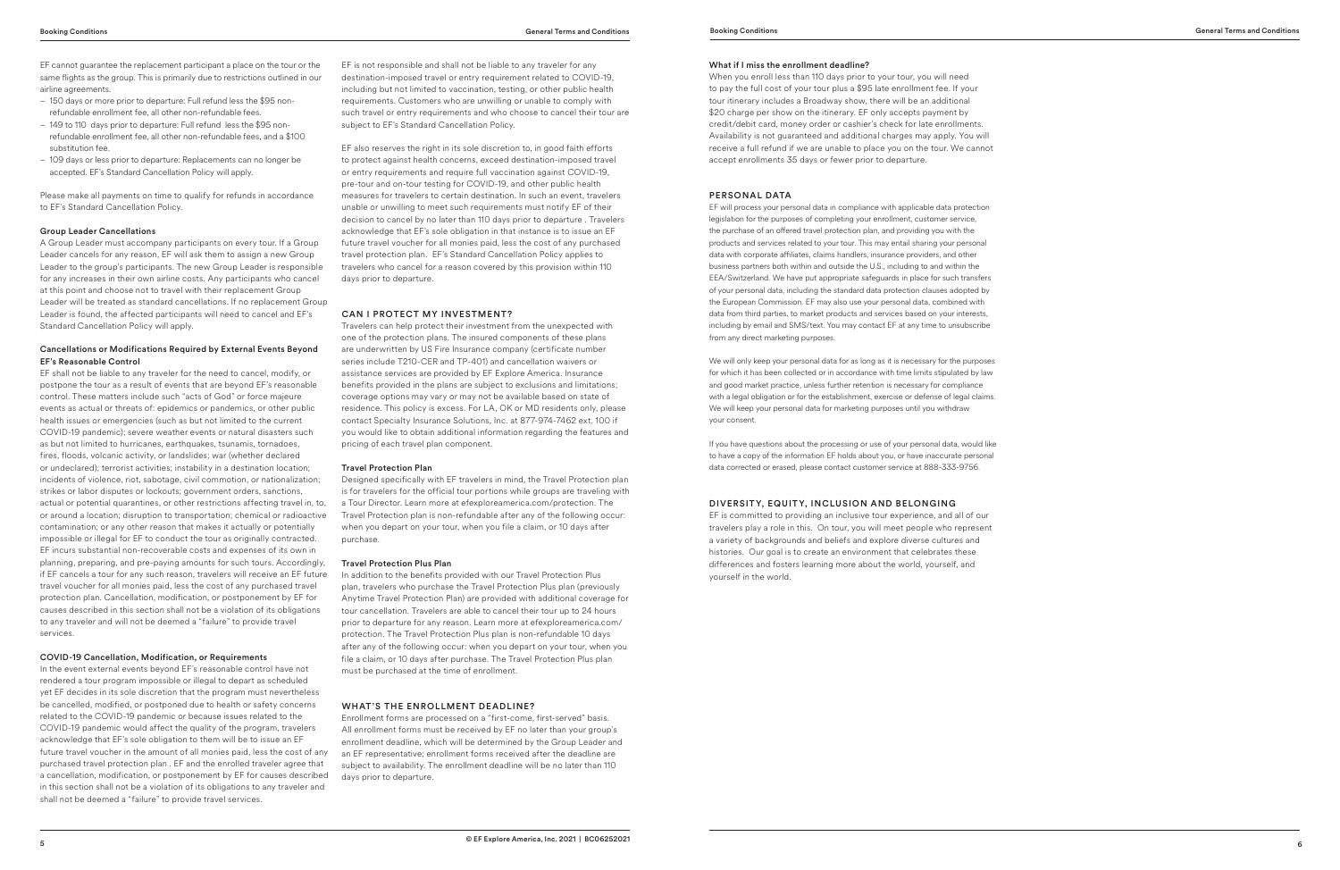EF cannot guarantee the replacement participant a place on the tour or the same flights as the group. This is primarily due to restrictions outlined in our airline agreements.

- 150 days or more prior to departure: Full refund less the $95 non-refundable enrollment fee, all other non-refundable fees.
- 149 to 110 days prior to departure: Full refund less the $95 non-refundable enrollment fee, all other non-refundable fees, and a $100 substitution fee.
- 109 days or less prior to departure: Replacements can no longer be accepted. EF's Standard Cancellation Policy will apply.

Please make all payments on time to qualify for refunds in accordance to EF's Standard Cancellation Policy.

### Group Leader Cancellations

A Group Leader must accompany participants on every tour. If a Group Leader cancels for any reason, EF will ask them to assign a new Group Leader to the group's participants. The new Group Leader is responsible for any increases in their own airline costs. Any participants who cancel at this point and choose not to travel with their replacement Group Leader will be treated as standard cancellations. If no replacement Group Leader is found, the affected participants will need to cancel and EF's Standard Cancellation Policy will apply.

### Cancellations or Modifications Required by External Events Beyond EF's Reasonable Control

EF shall not be liable to any traveler for the need to cancel, modify, or postpone the tour as a result of events that are beyond EF's reasonable control. These matters include such "acts of God" or force majeure events as actual or threats of: epidemics or pandemics, or other public health issues or emergencies (such as but not limited to the current COVID-19 pandemic); severe weather events or natural disasters such as but not limited to hurricanes, earthquakes, tsunamis, tornadoes, fires, floods, volcanic activity, or landslides; war (whether declared or undeclared); terrorist activities; instability in a destination location; incidents of violence, riot, sabotage, civil commotion, or nationalization; strikes or labor disputes or lockouts; government orders, sanctions, actual or potential quarantines, or other restrictions affecting travel in, to, or around a location; disruption to transportation; chemical or radioactive contamination; or any other reason that makes it actually or potentially impossible or illegal for EF to conduct the tour as originally contracted. EF incurs substantial non-recoverable costs and expenses of its own in planning, preparing, and pre-paying amounts for such tours. Accordingly, if EF cancels a tour for any such reason, travelers will receive an EF future travel voucher for all monies paid, less the cost of any purchased travel protection plan. Cancellation, modification, or postponement by EF for causes described in this section shall not be a violation of its obligations to any traveler and will not be deemed a "failure" to provide travel services.

### COVID-19 Cancellation, Modification, or Requirements

In the event external events beyond EF's reasonable control have not rendered a tour program impossible or illegal to depart as scheduled yet EF decides in its sole discretion that the program must nevertheless be cancelled, modified, or postponed due to health or safety concerns related to the COVID-19 pandemic or because issues related to the COVID-19 pandemic would affect the quality of the program, travelers acknowledge that EF's sole obligation to them will be to issue an EF future travel voucher in the amount of all monies paid, less the cost of any purchased travel protection plan . EF and the enrolled traveler agree that a cancellation, modification, or postponement by EF for causes described in this section shall not be a violation of its obligations to any traveler and shall not be deemed a "failure" to provide travel services.

EF is not responsible and shall not be liable to any traveler for any destination-imposed travel or entry requirement related to COVID-19, including but not limited to vaccination, testing, or other public health requirements. Customers who are unwilling or unable to comply with such travel or entry requirements and who choose to cancel their tour are subject to EF's Standard Cancellation Policy.

EF also reserves the right in its sole discretion to, in good faith efforts to protect against health concerns, exceed destination-imposed travel or entry requirements and require full vaccination against COVID-19, pre-tour and on-tour testing for COVID-19, and other public health measures for travelers to certain destination. In such an event, travelers unable or unwilling to meet such requirements must notify EF of their decision to cancel by no later than 110 days prior to departure . Travelers acknowledge that EF's sole obligation in that instance is to issue an EF future travel voucher for all monies paid, less the cost of any purchased travel protection plan. EF's Standard Cancellation Policy applies to travelers who cancel for a reason covered by this provision within 110 days prior to departure.

## CAN I PROTECT MY INVESTMENT?

Travelers can help protect their investment from the unexpected with one of the protection plans. The insured components of these plans are underwritten by US Fire Insurance company (certificate number series include T210-CER and TP-401) and cancellation waivers or assistance services are provided by EF Explore America. Insurance benefits provided in the plans are subject to exclusions and limitations; coverage options may vary or may not be available based on state of residence. This policy is excess. For LA, OK or MD residents only, please contact Specialty Insurance Solutions, Inc. at 877-974-7462 ext. 100 if you would like to obtain additional information regarding the features and pricing of each travel plan component.

### Travel Protection Plan

Designed specifically with EF travelers in mind, the Travel Protection plan is for travelers for the official tour portions while groups are traveling with a Tour Director. Learn more at efexploreamerica.com/protection. The Travel Protection plan is non-refundable after any of the following occur: when you depart on your tour, when you file a claim, or 10 days after purchase.

### Travel Protection Plus Plan

In addition to the benefits provided with our Travel Protection Plus plan, travelers who purchase the Travel Protection Plus plan (previously Anytime Travel Protection Plan) are provided with additional coverage for tour cancellation. Travelers are able to cancel their tour up to 24 hours prior to departure for any reason. Learn more at efexploreamerica.com/protection. The Travel Protection Plus plan is non-refundable 10 days after any of the following occur: when you depart on your tour, when you file a claim, or 10 days after purchase. The Travel Protection Plus plan must be purchased at the time of enrollment.

## WHAT'S THE ENROLLMENT DEADLINE?

Enrollment forms are processed on a "first-come, first-served" basis. All enrollment forms must be received by EF no later than your group's enrollment deadline, which will be determined by the Group Leader and an EF representative; enrollment forms received after the deadline are subject to availability. The enrollment deadline will be no later than 110 days prior to departure.

### What if I miss the enrollment deadline?

When you enroll less than 110 days prior to your tour, you will need to pay the full cost of your tour plus a $95 late enrollment fee. If your tour itinerary includes a Broadway show, there will be an additional $20 charge per show on the itinerary. EF only accepts payment by credit/debit card, money order or cashier's check for late enrollments. Availability is not guaranteed and additional charges may apply. You will receive a full refund if we are unable to place you on the tour. We cannot accept enrollments 35 days or fewer prior to departure.

## PERSONAL DATA

EF will process your personal data in compliance with applicable data protection legislation for the purposes of completing your enrollment, customer service, the purchase of an offered travel protection plan, and providing you with the products and services related to your tour. This may entail sharing your personal data with corporate affiliates, claims handlers, insurance providers, and other business partners both within and outside the U.S., including to and within the EEA/Switzerland. We have put appropriate safeguards in place for such transfers of your personal data, including the standard data protection clauses adopted by the European Commission. EF may also use your personal data, combined with data from third parties, to market products and services based on your interests, including by email and SMS/text. You may contact EF at any time to unsubscribe from any direct marketing purposes.

We will only keep your personal data for as long as it is necessary for the purposes for which it has been collected or in accordance with time limits stipulated by law and good market practice, unless further retention is necessary for compliance with a legal obligation or for the establishment, exercise or defense of legal claims. We will keep your personal data for marketing purposes until you withdraw your consent.

If you have questions about the processing or use of your personal data, would like to have a copy of the information EF holds about you, or have inaccurate personal data corrected or erased, please contact customer service at 888-333-9756.

## DIVERSITY, EQUITY, INCLUSION AND BELONGING

EF is committed to providing an inclusive tour experience, and all of our travelers play a role in this. On tour, you will meet people who represent a variety of backgrounds and beliefs and explore diverse cultures and histories. Our goal is to create an environment that celebrates these differences and fosters learning more about the world, yourself, and yourself in the world.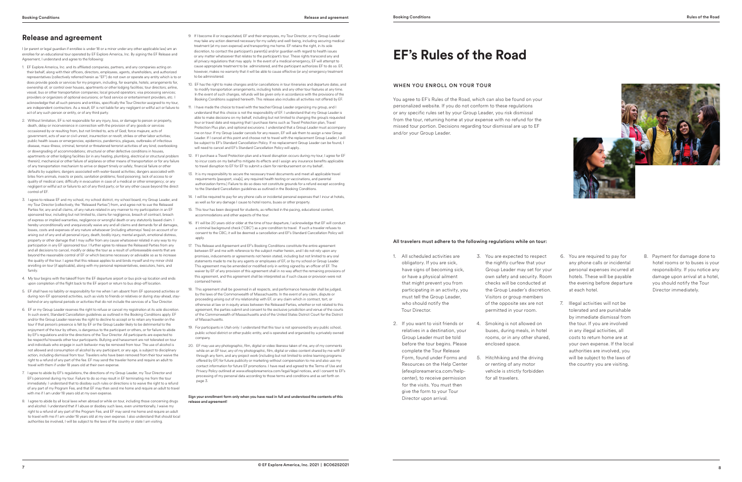## Release and agreement

I (or parent or legal guardian if enrollee is under 18 or a minor under any other applicable law) am an enrollee for an educational tour operated by EF Explore America, Inc. By signing the EF Release and Agreement, I understand and agree to the following:

1. EF Explore America, Inc. and its affiliated companies, partners, and any companies acting on their behalf, along with their officers, directors, employees, agents, shareholders, and authorized representatives (collectively referred herein as "EF") do not own or operate any entity which is to or does provide goods or services for my program, including, for example, hotels; arrangements for, ownership of, or control over houses, apartments or other lodging facilities; tour directors; airline, vessel, bus or other transportation companies; local ground operators; visa processing services; providers or organizers of optional excursions; or food service or entertainment providers, etc. I acknowledge that all such persons and entities, specifically the Tour Director assigned to my tour, are independent contractors. As a result, EF is not liable for any negligent or willful act or failure to act of any such person or entity, or of any third party.
2. Without limitation, EF is not responsible for any injury, loss, or damage to person or property, death, delay or inconvenience in connection with the provision of any goods or services occasioned by or resulting from, but not limited to, acts of God; force majeure; acts of government, acts of war or civil unrest; insurrection or revolt; strikes or other labor activities; public health issues or emergencies; epidemics, pandemics, plagues, outbreaks of infectious disease, mass-illness; criminal, terrorist or threatened terrorist activities of any kind; overbooking or downgrading of accommodations; structural or other defective conditions in houses, apartments or other lodging facilities (or in any heating, plumbing, electrical or structural problem therein); mechanical or other failure of airplanes or other means of transportation or for any failure of any transportation mechanism to arrive or depart timely or safely; financial failure or other defaults by suppliers; dangers associated with water-based activities; dangers associated with bites from animals, insects or pests; sanitation problems; food poisoning; lack of access to or quality of medical care; difficulty in evacuation in case of a medical or other emergency; or any negligent or willful act or failure to act of any third party; or for any other cause beyond the direct control of EF.
3. I agree to release EF and my school, my school district, my school board, my Group Leader, and my Tour Director (collectively, the "Released Parties") from, and agree not to sue the Released Parties for, any and all claims, of any nature related in any manner to my participation in an EF sponsored tour, including but not limited to, claims for negligence, breach of contract, breach of express or implied warranties, negligence or wrongful death or any statutorily based claim. I hereby unconditionally and unequivocally waive any and all claims and demands for all damages, losses, costs and expenses of any nature whatsoever (including attorneys' fees) on account of or arising out of any and all personal injury, death, bodily injury, mental anguish, emotional distress, property or other damage that I may suffer from any cause whatsoever related in any way to my participation in any EF sponsored tour. I further agree to release the Released Parties from any and all decisions to cancel, modify or delay the tour as a result of unforeseeable events that are beyond the reasonable control of EF or which become necessary or advisable so as to increase the quality of the tour. I agree that this release applies to and binds myself and my minor child enrolling on tour (if applicable), along with my personal representatives, executors, heirs, and family.
4. My tour begins with the takeoff from the EF departure airport or bus pick-up location and ends upon completion of the flight back to the EF airport or return to bus drop-off location.
5. EF shall have no liability or responsibility for me when I am absent from EF sponsored activities or during non-EF sponsored activities, such as visits to friends or relatives or during stay-ahead, stay-behind or any optional periods or activities that do not include the services of a Tour Director.
6. EF or my Group Leader reserves the right to refuse or cancel my registration at its sole discretion. In such event, Standard Cancellation guidelines as outlined in the Booking Conditions apply. EF and/or the Group Leader reserves the right to decline to accept or to retain any traveler on the tour if that person's presence is felt by EF or the Group Leader likely to be detrimental to the enjoyment of the tour by others, is dangerous to the participant or others, or for failure to abide by EF's regulations and/or the directions of the Tour Director. All participants are expected to be respectful towards other tour participants. Bullying and harassment are not tolerated on tour and individuals who engage in such behavior may be removed from tour. The use of alcohol is not allowed and consumption of alcohol by any participant, or any age, is subject to disciplinary action, including dismissal from tour. Travelers who have been removed from their tour waive the right to a refund of any part of the fee. EF may send the traveler home and require an adult to travel with them if under 18 years old at their own expense.
7. I agree to abide by EF's regulations, the directions of my Group Leader, my Tour Director and EF's personnel during my tour. Failure to do so may result in EF terminating me from the tour immediately. I understand that to disobey such rules or directions is to waive the right to a refund of any part of my Program Fee, and that EF may then send me home and require an adult to travel with me if I am under 18 years old at my own expense.
8. I agree to abide by all local laws when abroad or while on tour, including those concerning drugs and alcohol. I understand that if I abuse or disobey such laws, even unintentionally, I waive my right to a refund of any part of the Program Fee, and EF may send me home and require an adult to travel with me if I am under 18 years old at my own expense. I also understand that should local authorities be involved, I will be subject to the laws of the country or state I am visiting.
9. If I become ill or incapacitated, EF and their employees, my Tour Director, or my Group Leader may take any action deemed necessary for my safety and well-being, including securing medical treatment (at my own expense) and transporting me home. EF retains the right, in its sole discretion, to contact the participant's parent(s) and/or guardian with regard to health issues or any matter whatsoever that relates to the participant's tour. These rights transcend any and all privacy regulations that may apply. In the event of a medical emergency, EF will attempt to cause appropriate treatment to be administered, and the participant authorizes EF to do so. EF, however, makes no warranty that it will be able to cause effective (or any) emergency treatment to be administered.
10. EF has the right to make changes and/or cancellations in tour itineraries and departure dates, and to modify transportation arrangements, including hotels and any other tour features at any time. In the event of such changes, refunds will be given only in accordance with the provisions of the Booking Conditions supplied herewith. This release also includes all activities not offered by EF.
11. I have made the choice to travel with the teacher/Group Leader organizing my group, and I understand that this choice is not the responsibility of EF. I understand that my Group Leader is able to make decisions on my behalf, including but not limited to changing the group's requested tour or travel date and requiring that I purchase items such as Travel Protection plan, Travel Protection Plus plan, and optional excursions. I understand that a Group Leader must accompany me on tour. If my Group Leader cancels for any reason, EF will ask them to assign a new Group Leader. If I cancel at this point and choose not to travel with the replacement Group Leader, I will be subject to EF's Standard Cancellation Policy. If no replacement Group Leader can be found, I will need to cancel and EF's Standard Cancellation Policy will apply.
12. If I purchase a Travel Protection plan and a travel disruption occurs during my tour, I agree for EF to incur costs on my behalf to mitigate its effects and I assign any insurance benefits applicable to travel disruption to EF for EF to submit a claim for reimbursement on my behalf.
13. It is my responsibility to secure the necessary travel documents and meet all applicable travel requirements (passport, visa[s], any required health testing or vaccinations, and parental authorization forms.) Failure to do so does not constitute grounds for a refund except according to the Standard Cancellation guidelines as outlined in the Booking Conditions.
14. I will be required to pay for any phone calls or incidental personal expenses that I incur at hotels, as well as for any damage I cause to hotel rooms, buses or other property.
15. This tour has been designed for students, as reflected in the pacing, educational content, accommodations and other aspects of the tour.
16. If I will be 20 years old or older at the time of tour departure, I acknowledge that EF will conduct a criminal background check ("CBC") as a pre-condition to travel. If such a traveler refuses to consent to the CBC, it will be deemed a cancellation and EF's Standard Cancellation Policy will apply.
17. This Release and Agreement and EF's Booking Conditions constitute the entire agreement between EF and me with reference to the subject matter herein, and I do not rely upon any promises, inducements or agreements not herein stated, including but not limited to any oral statements made to me by any agents or employees of EF, or by my school or Group Leader. This agreement may be amended or modified only in writing signed by an officer of EF. The waiver by EF of any provision of this agreement shall in no way affect the remaining provisions of this agreement, and this agreement shall be interpreted as if such clause or provision were not contained herein.
18. This agreement shall be governed in all respects, and performance hereunder shall be judged, by the laws of the Commonwealth of Massachusetts. In the event of any claim, dispute or proceeding arising out of my relationship with EF, or any claim which in contract, tort, or otherwise at law or in equity arises between the Released Parties, whether or not related to this agreement, the parties submit and consent to the exclusive jurisdiction and venue of the courts of the Commonwealth of Massachusetts and of the United States District Court for the District of Massachusetts.
19. For participants in Utah only: I understand that this tour is not sponsored by any public school, public school district or other public entity, and is operated and organized by a privately owned company.
20. EF may use any photographic, film, digital or video likeness taken of me, any of my comments while on an EF tour, any of my photographic, film, digital or video content shared by me with EF through any form, and any project work (including but not limited to online learning programs offered by EF) for future publicity or marketing without compensation to me and also use my contact information for future EF promotions. I have read and agreed to the Terms of Use and Privacy Policy outlined at www.efexploreamerica.com/legal/legal-notices, and I consent to EF's processing of my personal data according to those terms and conditions and as set forth on page 3.

**Sign your enrollment form only when you have read in full and understood the contents of this release and agreement!**

# EF's Rules of the Road

### WHEN YOU ENROLL ON YOUR TOUR

You agree to EF's Rules of the Road, which can also be found on your personalized website. If you do not conform to these regulations or any specific rules set by your Group Leader, you risk dismissal from the tour, returning home at your expense with no refund for the missed tour portion. Decisions regarding tour dismissal are up to EF and/or your Group Leader.

**All travelers must adhere to the following regulations while on tour:**

1. All scheduled activities are obligatory. If you are sick, have signs of becoming sick, or have a physical ailment that might prevent you from participating in an activity, you must tell the Group Leader, who should notify the Tour Director.
2. If you want to visit friends or relatives in a destination, your Group Leader must be told before the tour begins. Please complete the Tour Release Form, found under Forms and Resources on the Help Center (efexploreamerica.com/help-center), to receive permission for the visits. You must then give the form to your Tour Director upon arrival.
3. You are expected to respect the nightly curfew that your Group Leader may set for your own safety and security. Room checks will be conducted at the Group Leader's discretion. Visitors or group members of the opposite sex are not permitted in your room.
4. Smoking is not allowed on buses, during meals, in hotel rooms, or in any other shared, enclosed space.
5. Hitchhiking and the driving or renting of any motor vehicle is strictly forbidden for all travelers.
6. You are required to pay for any phone calls or incidental personal expenses incurred at hotels. These will be payable the evening before departure at each hotel.
7. Illegal activities will not be tolerated and are punishable by immediate dismissal from the tour. If you are involved in any illegal activities, all costs to return home are at your own expense. If the local authorities are involved, you will be subject to the laws of the country you are visiting.
8. Payment for damage done to hotel rooms or to buses is your responsibility. If you notice any damage upon arrival at a hotel, you should notify the Tour Director immediately.

© EF Explore America, Inc. 2021 | BC06252021